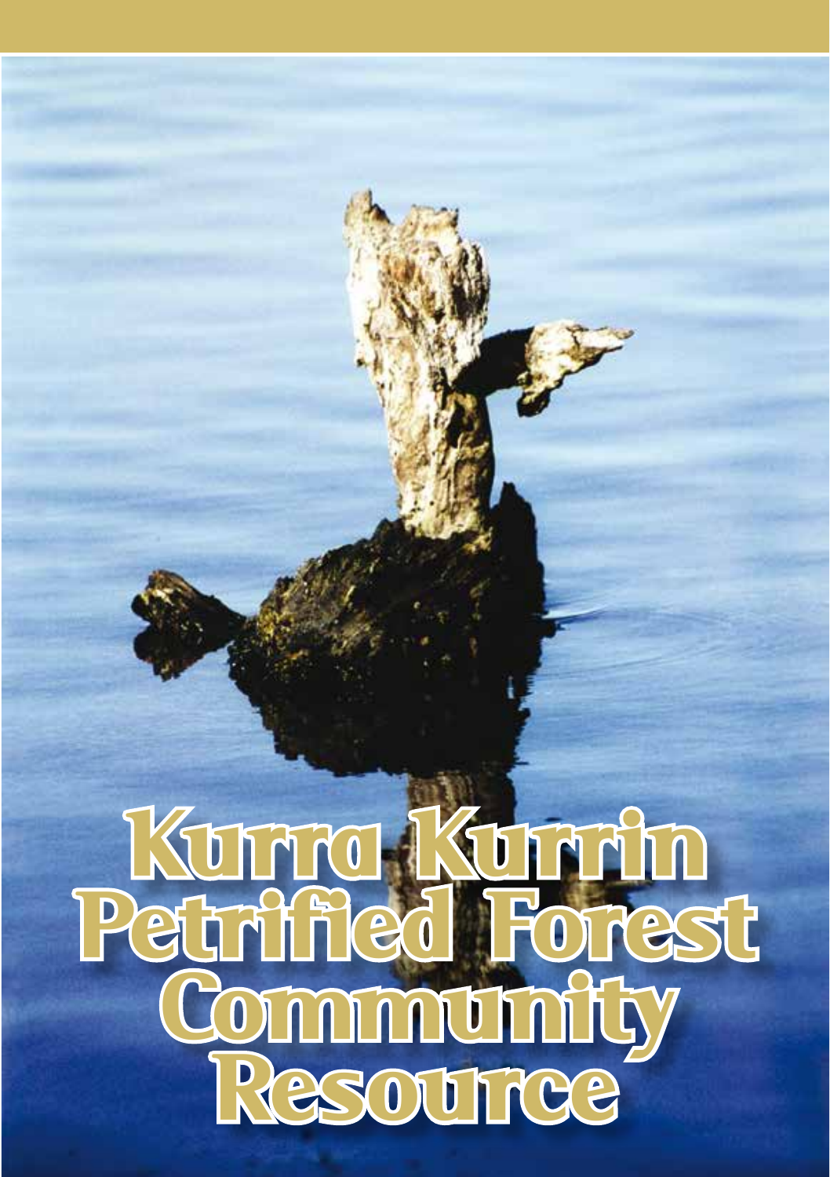# Kurra Kurrin Petrified Forest Community Resource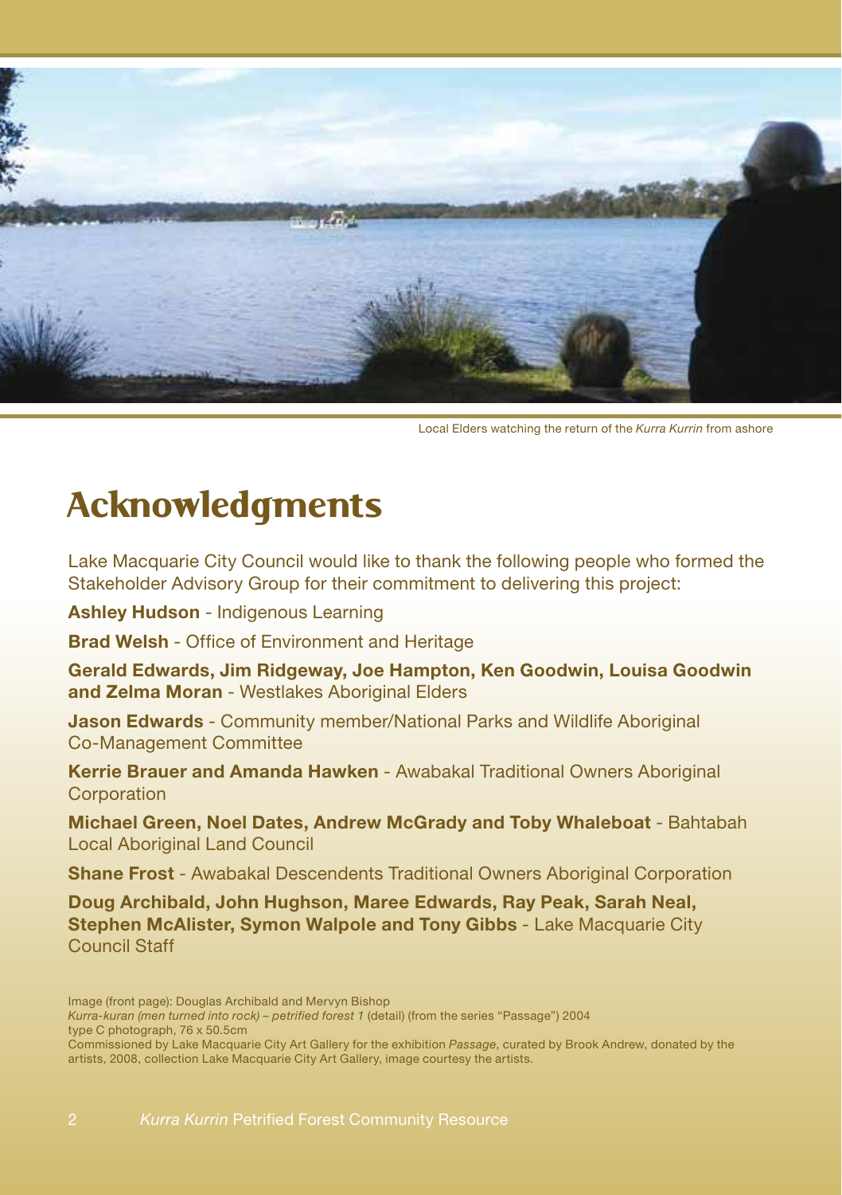Local Elders watching the return of the *Kurra Kurrin* from ashore

# Acknowledgments

Lake Macquarie City Council would like to thank the following people who formed the Stakeholder Advisory Group for their commitment to delivering this project:

**Ashley Hudson** - Indigenous Learning

**Brad Welsh** - Office of Environment and Heritage

**Gerald Edwards, Jim Ridgeway, Joe Hampton, Ken Goodwin, Louisa Goodwin and Zelma Moran** - Westlakes Aboriginal Elders

**Jason Edwards** - Community member/National Parks and Wildlife Aboriginal Co-Management Committee

**Kerrie Brauer and Amanda Hawken** - Awabakal Traditional Owners Aboriginal Corporation

**Michael Green, Noel Dates, Andrew McGrady and Toby Whaleboat** - Bahtabah Local Aboriginal Land Council

**Shane Frost** - Awabakal Descendents Traditional Owners Aboriginal Corporation

**Doug Archibald, John Hughson, Maree Edwards, Ray Peak, Sarah Neal, Stephen McAlister, Symon Walpole and Tony Gibbs** - Lake Macquarie City Council Staff

Image (front page): Douglas Archibald and Mervyn Bishop
*Kurra-kuran (men turned into rock) – petrified forest 1* (detail) (from the series "Passage") 2004
type C photograph, 76 x 50.5cm
Commissioned by Lake Macquarie City Art Gallery for the exhibition *Passage*, curated by Brook Andrew, donated by the artists, 2008, collection Lake Macquarie City Art Gallery, image courtesy the artists.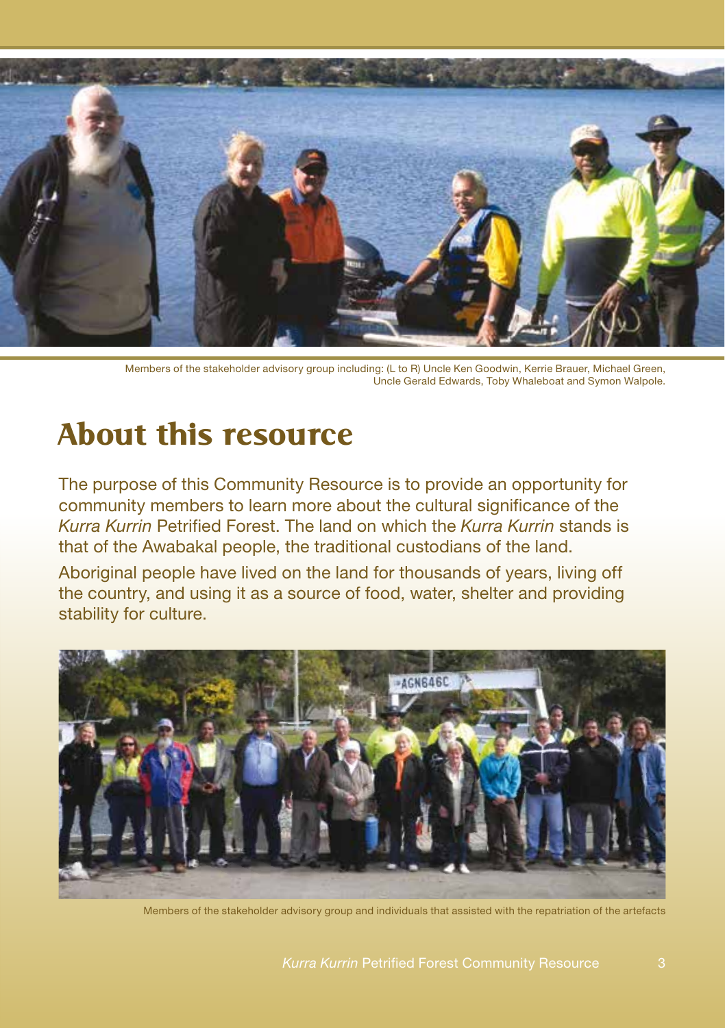Members of the stakeholder advisory group including: (L to R) Uncle Ken Goodwin, Kerrie Brauer, Michael Green, Uncle Gerald Edwards, Toby Whaleboat and Symon Walpole.

# About this resource

The purpose of this Community Resource is to provide an opportunity for community members to learn more about the cultural significance of the *Kurra Kurrin* Petrified Forest. The land on which the *Kurra Kurrin* stands is that of the Awabakal people, the traditional custodians of the land.

Aboriginal people have lived on the land for thousands of years, living off the country, and using it as a source of food, water, shelter and providing stability for culture.

Members of the stakeholder advisory group and individuals that assisted with the repatriation of the artefacts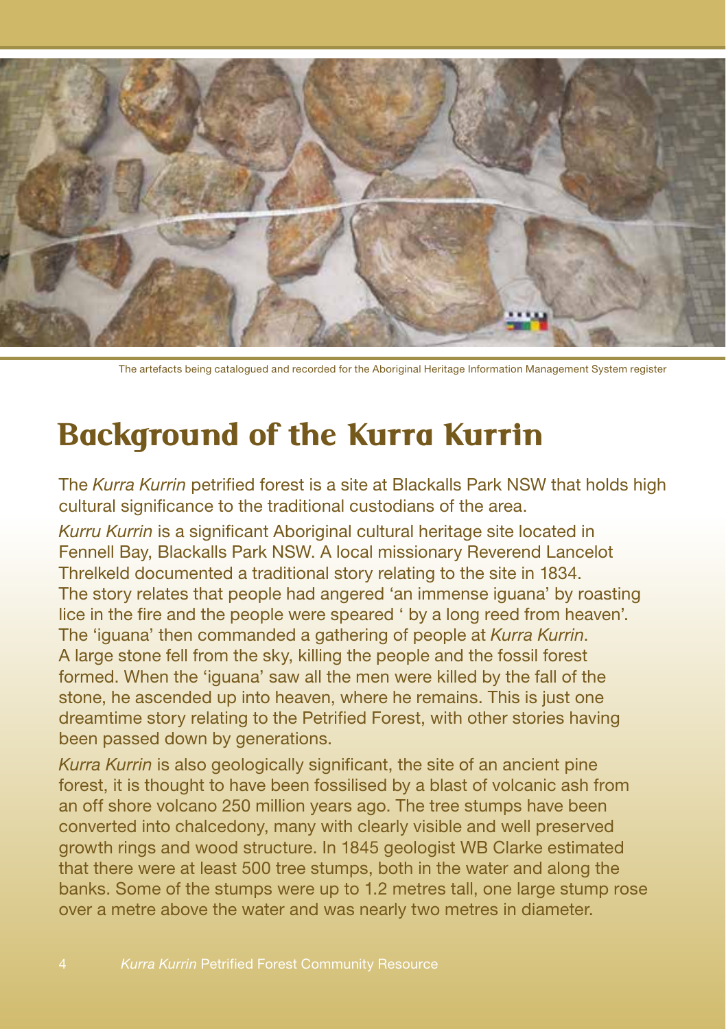The artefacts being catalogued and recorded for the Aboriginal Heritage Information Management System register

# Background of the Kurra Kurrin

The *Kurra Kurrin* petrified forest is a site at Blackalls Park NSW that holds high cultural significance to the traditional custodians of the area.

*Kurru Kurrin* is a significant Aboriginal cultural heritage site located in Fennell Bay, Blackalls Park NSW. A local missionary Reverend Lancelot Threlkeld documented a traditional story relating to the site in 1834. The story relates that people had angered 'an immense iguana' by roasting lice in the fire and the people were speared ' by a long reed from heaven'. The 'iguana' then commanded a gathering of people at *Kurra Kurrin*. A large stone fell from the sky, killing the people and the fossil forest formed. When the 'iguana' saw all the men were killed by the fall of the stone, he ascended up into heaven, where he remains. This is just one dreamtime story relating to the Petrified Forest, with other stories having been passed down by generations.

*Kurra Kurrin* is also geologically significant, the site of an ancient pine forest, it is thought to have been fossilised by a blast of volcanic ash from an off shore volcano 250 million years ago. The tree stumps have been converted into chalcedony, many with clearly visible and well preserved growth rings and wood structure. In 1845 geologist WB Clarke estimated that there were at least 500 tree stumps, both in the water and along the banks. Some of the stumps were up to 1.2 metres tall, one large stump rose over a metre above the water and was nearly two metres in diameter.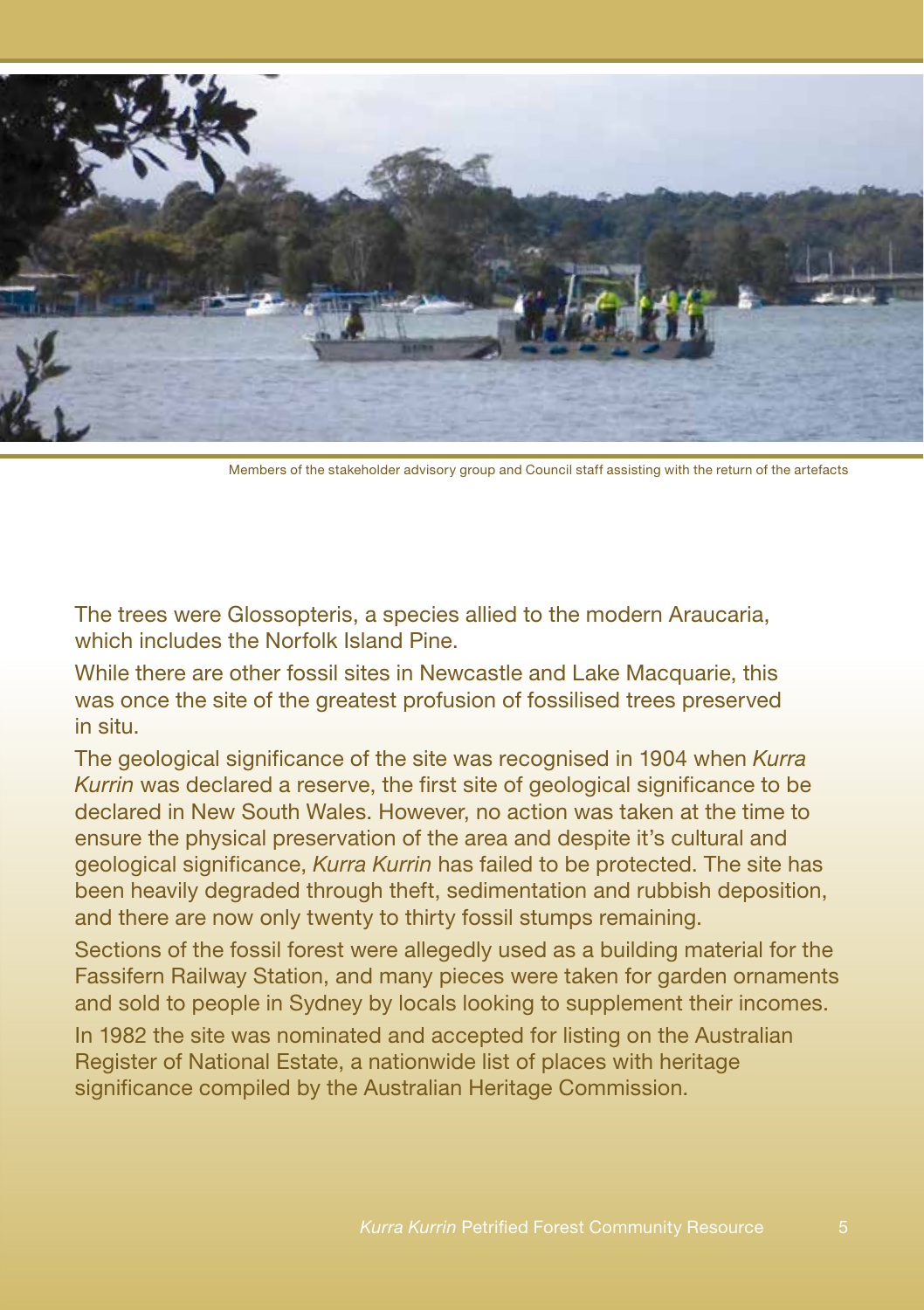Members of the stakeholder advisory group and Council staff assisting with the return of the artefacts

The trees were Glossopteris, a species allied to the modern Araucaria, which includes the Norfolk Island Pine.

While there are other fossil sites in Newcastle and Lake Macquarie, this was once the site of the greatest profusion of fossilised trees preserved in situ.

The geological significance of the site was recognised in 1904 when *Kurra Kurrin* was declared a reserve, the first site of geological significance to be declared in New South Wales. However, no action was taken at the time to ensure the physical preservation of the area and despite it's cultural and geological significance, *Kurra Kurrin* has failed to be protected. The site has been heavily degraded through theft, sedimentation and rubbish deposition, and there are now only twenty to thirty fossil stumps remaining.

Sections of the fossil forest were allegedly used as a building material for the Fassifern Railway Station, and many pieces were taken for garden ornaments and sold to people in Sydney by locals looking to supplement their incomes.

In 1982 the site was nominated and accepted for listing on the Australian Register of National Estate, a nationwide list of places with heritage significance compiled by the Australian Heritage Commission.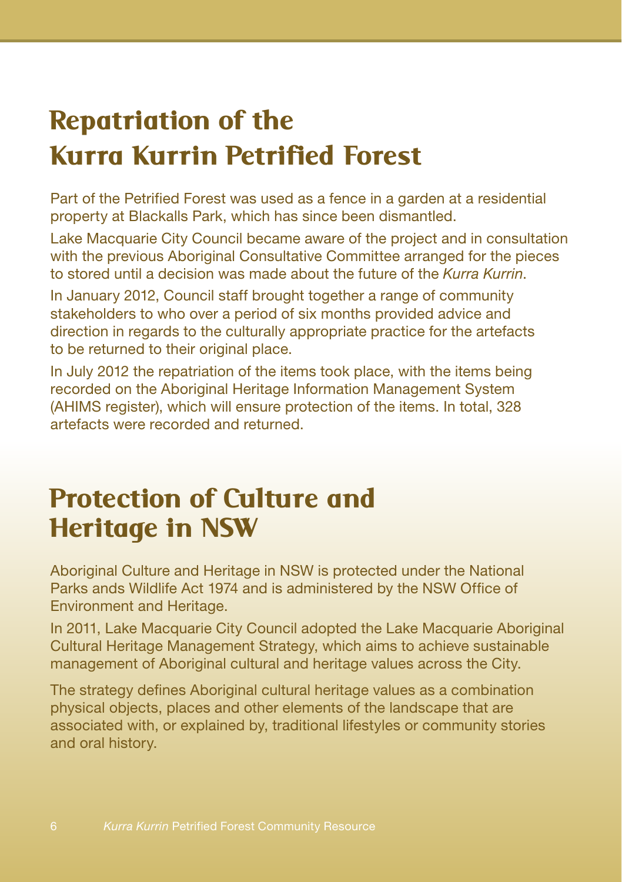# Repatriation of the Kurra Kurrin Petrified Forest

Part of the Petrified Forest was used as a fence in a garden at a residential property at Blackalls Park, which has since been dismantled.

Lake Macquarie City Council became aware of the project and in consultation with the previous Aboriginal Consultative Committee arranged for the pieces to stored until a decision was made about the future of the *Kurra Kurrin*.

In January 2012, Council staff brought together a range of community stakeholders to who over a period of six months provided advice and direction in regards to the culturally appropriate practice for the artefacts to be returned to their original place.

In July 2012 the repatriation of the items took place, with the items being recorded on the Aboriginal Heritage Information Management System (AHIMS register), which will ensure protection of the items. In total, 328 artefacts were recorded and returned.

# Protection of Culture and Heritage in NSW

Aboriginal Culture and Heritage in NSW is protected under the National Parks ands Wildlife Act 1974 and is administered by the NSW Office of Environment and Heritage.

In 2011, Lake Macquarie City Council adopted the Lake Macquarie Aboriginal Cultural Heritage Management Strategy, which aims to achieve sustainable management of Aboriginal cultural and heritage values across the City.

The strategy defines Aboriginal cultural heritage values as a combination physical objects, places and other elements of the landscape that are associated with, or explained by, traditional lifestyles or community stories and oral history.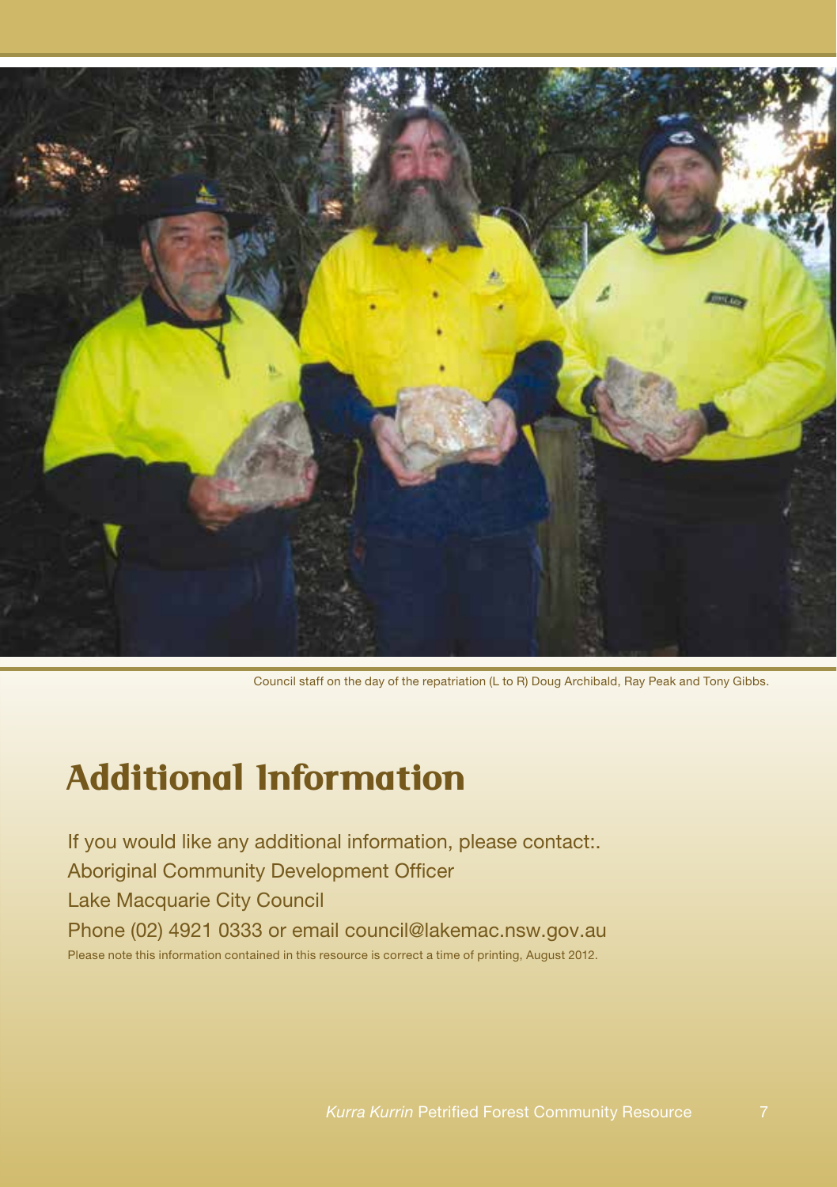Council staff on the day of the repatriation (L to R) Doug Archibald, Ray Peak and Tony Gibbs.

# Additional Information

If you would like any additional information, please contact:.
Aboriginal Community Development Officer
Lake Macquarie City Council
Phone (02) 4921 0333 or email council@lakemac.nsw.gov.au

Please note this information contained in this resource is correct a time of printing, August 2012.